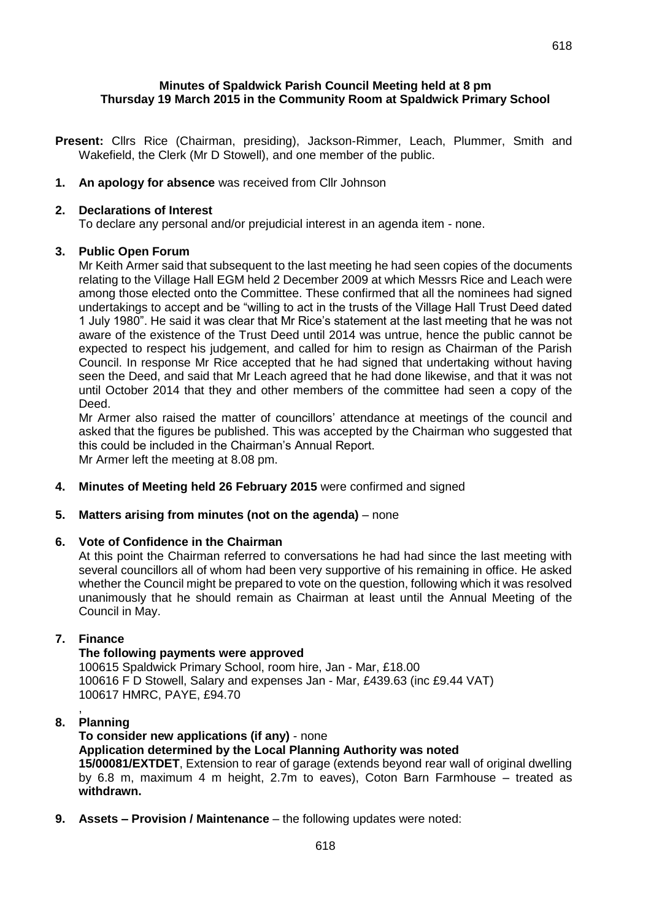**Minutes of Spaldwick Parish Council Meeting held at 8 pm Thursday 19 March 2015 in the Community Room at Spaldwick Primary School**

**Present:** Cllrs Rice (Chairman, presiding), Jackson-Rimmer, Leach, Plummer, Smith and Wakefield, the Clerk (Mr D Stowell), and one member of the public.

1. **An apology for absence** was received from Cllr Johnson

2. **Declarations of Interest**

   To declare any personal and/or prejudicial interest in an agenda item - none.

3. **Public Open Forum**

   Mr Keith Armer said that subsequent to the last meeting he had seen copies of the documents relating to the Village Hall EGM held 2 December 2009 at which Messrs Rice and Leach were among those elected onto the Committee. These confirmed that all the nominees had signed undertakings to accept and be "willing to act in the trusts of the Village Hall Trust Deed dated 1 July 1980". He said it was clear that Mr Rice's statement at the last meeting that he was not aware of the existence of the Trust Deed until 2014 was untrue, hence the public cannot be expected to respect his judgement, and called for him to resign as Chairman of the Parish Council. In response Mr Rice accepted that he had signed that undertaking without having seen the Deed, and said that Mr Leach agreed that he had done likewise, and that it was not until October 2014 that they and other members of the committee had seen a copy of the Deed.

   Mr Armer also raised the matter of councillors' attendance at meetings of the council and asked that the figures be published. This was accepted by the Chairman who suggested that this could be included in the Chairman's Annual Report.

   Mr Armer left the meeting at 8.08 pm.

4. **Minutes of Meeting held 26 February 2015** were confirmed and signed

5. **Matters arising from minutes (not on the agenda)** – none

6. **Vote of Confidence in the Chairman**

   At this point the Chairman referred to conversations he had had since the last meeting with several councillors all of whom had been very supportive of his remaining in office. He asked whether the Council might be prepared to vote on the question, following which it was resolved unanimously that he should remain as Chairman at least until the Annual Meeting of the Council in May.

7. **Finance**

   **The following payments were approved**

   100615 Spaldwick Primary School, room hire, Jan - Mar, £18.00
   100616 F D Stowell, Salary and expenses Jan - Mar, £439.63 (inc £9.44 VAT)
   100617 HMRC, PAYE, £94.70
   ,

8. **Planning**

   **To consider new applications (if any)** - none

   **Application determined by the Local Planning Authority was noted**

   **15/00081/EXTDET**, Extension to rear of garage (extends beyond rear wall of original dwelling by 6.8 m, maximum 4 m height, 2.7m to eaves), Coton Barn Farmhouse – treated as **withdrawn.**

9. **Assets – Provision / Maintenance** – the following updates were noted: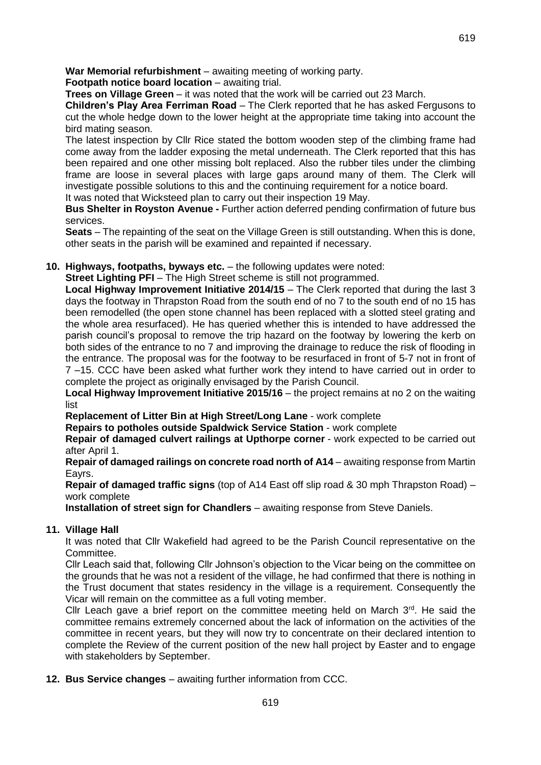**War Memorial refurbishment** – awaiting meeting of working party.

**Footpath notice board location** – awaiting trial.

**Trees on Village Green** – it was noted that the work will be carried out 23 March.

**Children's Play Area Ferriman Road** – The Clerk reported that he has asked Fergusons to cut the whole hedge down to the lower height at the appropriate time taking into account the bird mating season.

The latest inspection by Cllr Rice stated the bottom wooden step of the climbing frame had come away from the ladder exposing the metal underneath. The Clerk reported that this has been repaired and one other missing bolt replaced. Also the rubber tiles under the climbing frame are loose in several places with large gaps around many of them. The Clerk will investigate possible solutions to this and the continuing requirement for a notice board.

It was noted that Wicksteed plan to carry out their inspection 19 May.

**Bus Shelter in Royston Avenue -** Further action deferred pending confirmation of future bus services.

**Seats** – The repainting of the seat on the Village Green is still outstanding. When this is done, other seats in the parish will be examined and repainted if necessary.

**10. Highways, footpaths, byways etc.** – the following updates were noted:

**Street Lighting PFI** – The High Street scheme is still not programmed.

**Local Highway Improvement Initiative 2014/15** – The Clerk reported that during the last 3 days the footway in Thrapston Road from the south end of no 7 to the south end of no 15 has been remodelled (the open stone channel has been replaced with a slotted steel grating and the whole area resurfaced). He has queried whether this is intended to have addressed the parish council's proposal to remove the trip hazard on the footway by lowering the kerb on both sides of the entrance to no 7 and improving the drainage to reduce the risk of flooding in the entrance. The proposal was for the footway to be resurfaced in front of 5-7 not in front of 7 –15. CCC have been asked what further work they intend to have carried out in order to complete the project as originally envisaged by the Parish Council.

**Local Highway Improvement Initiative 2015/16** – the project remains at no 2 on the waiting list

**Replacement of Litter Bin at High Street/Long Lane** - work complete

**Repairs to potholes outside Spaldwick Service Station** - work complete

**Repair of damaged culvert railings at Upthorpe corner** - work expected to be carried out after April 1.

**Repair of damaged railings on concrete road north of A14** – awaiting response from Martin Eayrs.

**Repair of damaged traffic signs** (top of A14 East off slip road & 30 mph Thrapston Road) – work complete

**Installation of street sign for Chandlers** – awaiting response from Steve Daniels.

**11. Village Hall**

It was noted that Cllr Wakefield had agreed to be the Parish Council representative on the Committee.

Cllr Leach said that, following Cllr Johnson's objection to the Vicar being on the committee on the grounds that he was not a resident of the village, he had confirmed that there is nothing in the Trust document that states residency in the village is a requirement. Consequently the Vicar will remain on the committee as a full voting member.

Cllr Leach gave a brief report on the committee meeting held on March 3rd. He said the committee remains extremely concerned about the lack of information on the activities of the committee in recent years, but they will now try to concentrate on their declared intention to complete the Review of the current position of the new hall project by Easter and to engage with stakeholders by September.

**12. Bus Service changes** – awaiting further information from CCC.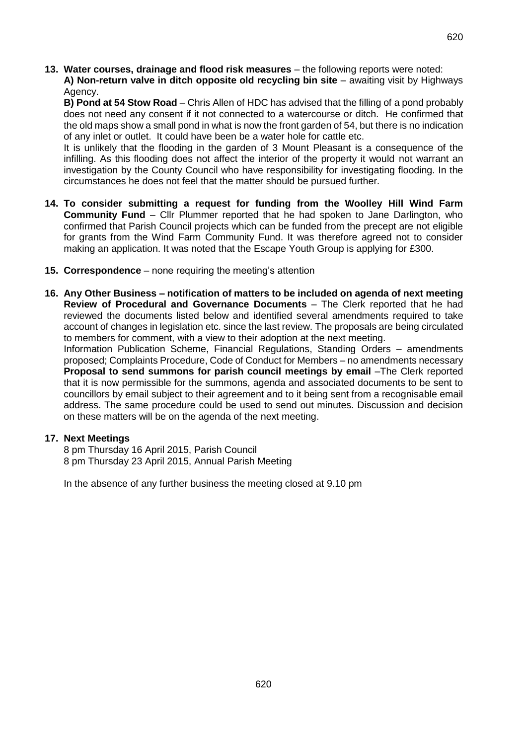**13. Water courses, drainage and flood risk measures** – the following reports were noted:

**A) Non-return valve in ditch opposite old recycling bin site** – awaiting visit by Highways Agency.

**B) Pond at 54 Stow Road** – Chris Allen of HDC has advised that the filling of a pond probably does not need any consent if it not connected to a watercourse or ditch. He confirmed that the old maps show a small pond in what is now the front garden of 54, but there is no indication of any inlet or outlet. It could have been be a water hole for cattle etc.

It is unlikely that the flooding in the garden of 3 Mount Pleasant is a consequence of the infilling. As this flooding does not affect the interior of the property it would not warrant an investigation by the County Council who have responsibility for investigating flooding. In the circumstances he does not feel that the matter should be pursued further.

**14. To consider submitting a request for funding from the Woolley Hill Wind Farm Community Fund** – Cllr Plummer reported that he had spoken to Jane Darlington, who confirmed that Parish Council projects which can be funded from the precept are not eligible for grants from the Wind Farm Community Fund. It was therefore agreed not to consider making an application. It was noted that the Escape Youth Group is applying for £300.

**15. Correspondence** – none requiring the meeting's attention

**16. Any Other Business – notification of matters to be included on agenda of next meeting**

**Review of Procedural and Governance Documents** – The Clerk reported that he had reviewed the documents listed below and identified several amendments required to take account of changes in legislation etc. since the last review. The proposals are being circulated to members for comment, with a view to their adoption at the next meeting.

Information Publication Scheme, Financial Regulations, Standing Orders – amendments proposed; Complaints Procedure, Code of Conduct for Members – no amendments necessary

**Proposal to send summons for parish council meetings by email** –The Clerk reported that it is now permissible for the summons, agenda and associated documents to be sent to councillors by email subject to their agreement and to it being sent from a recognisable email address. The same procedure could be used to send out minutes. Discussion and decision on these matters will be on the agenda of the next meeting.

**17. Next Meetings**

8 pm Thursday 16 April 2015, Parish Council
8 pm Thursday 23 April 2015, Annual Parish Meeting

In the absence of any further business the meeting closed at 9.10 pm